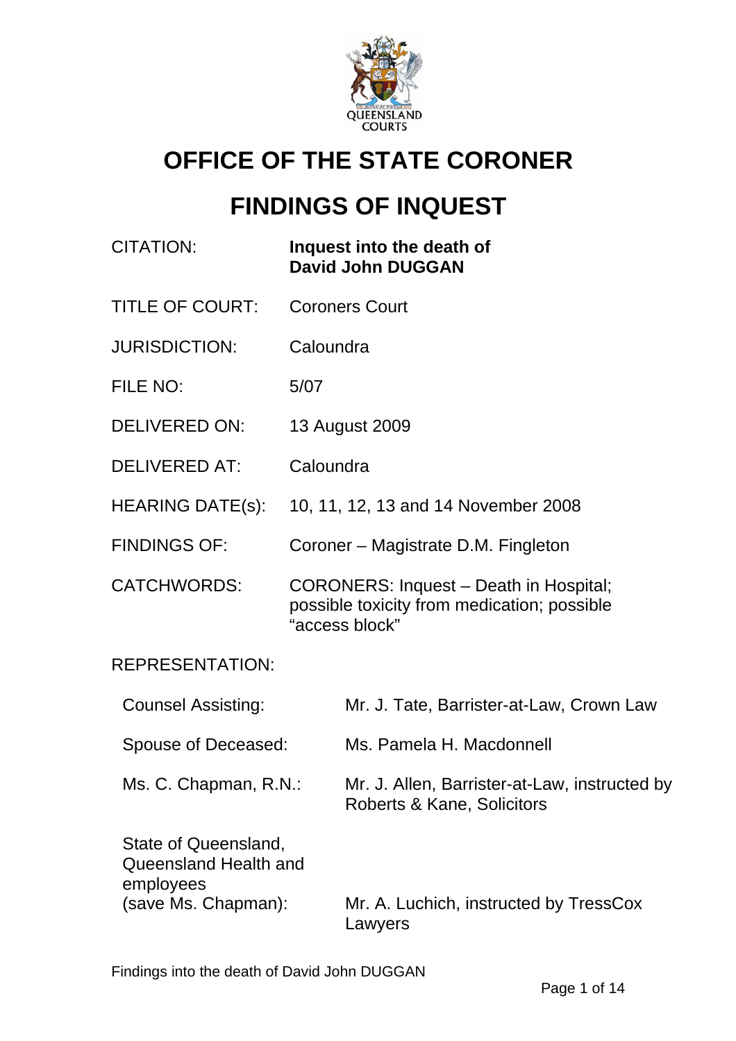# OFFICE OF THE STATE CORONER

# FINDINGS OF INQUEST

| | |
|---|---|
| CITATION: | **Inquest into the death of David John DUGGAN** |
| TITLE OF COURT: | Coroners Court |
| JURISDICTION: | Caloundra |
| FILE NO: | 5/07 |
| DELIVERED ON: | 13 August 2009 |
| DELIVERED AT: | Caloundra |
| HEARING DATE(s): | 10, 11, 12, 13 and 14 November 2008 |
| FINDINGS OF: | Coroner – Magistrate D.M. Fingleton |
| CATCHWORDS: | CORONERS: Inquest – Death in Hospital; possible toxicity from medication; possible "access block" |

REPRESENTATION:

| | |
|---|---|
| Counsel Assisting: | Mr. J. Tate, Barrister-at-Law, Crown Law |
| Spouse of Deceased: | Ms. Pamela H. Macdonnell |
| Ms. C. Chapman, R.N.: | Mr. J. Allen, Barrister-at-Law, instructed by Roberts & Kane, Solicitors |
| State of Queensland, Queensland Health and employees (save Ms. Chapman): | Mr. A. Luchich, instructed by TressCox Lawyers |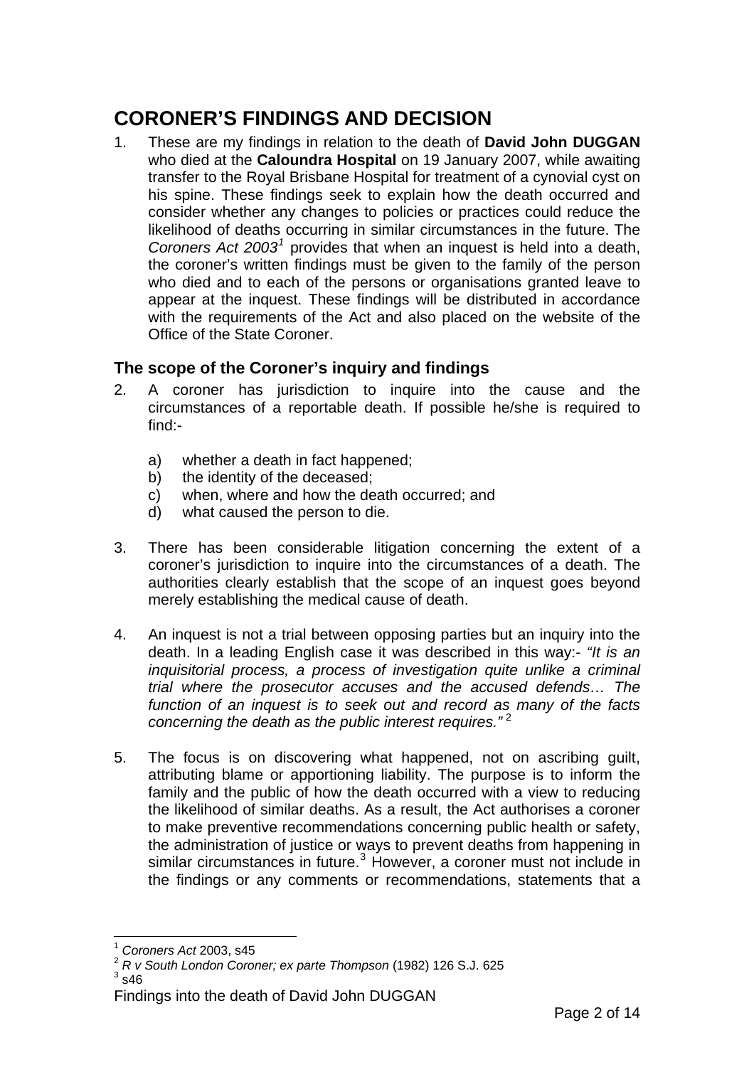# CORONER'S FINDINGS AND DECISION

1. These are my findings in relation to the death of **David John DUGGAN** who died at the **Caloundra Hospital** on 19 January 2007, while awaiting transfer to the Royal Brisbane Hospital for treatment of a cynovial cyst on his spine. These findings seek to explain how the death occurred and consider whether any changes to policies or practices could reduce the likelihood of deaths occurring in similar circumstances in the future. The *Coroners Act 2003*[1] provides that when an inquest is held into a death, the coroner's written findings must be given to the family of the person who died and to each of the persons or organisations granted leave to appear at the inquest. These findings will be distributed in accordance with the requirements of the Act and also placed on the website of the Office of the State Coroner.

## The scope of the Coroner's inquiry and findings

2. A coroner has jurisdiction to inquire into the cause and the circumstances of a reportable death. If possible he/she is required to find:-

    a) whether a death in fact happened;
    b) the identity of the deceased;
    c) when, where and how the death occurred; and
    d) what caused the person to die.

3. There has been considerable litigation concerning the extent of a coroner's jurisdiction to inquire into the circumstances of a death. The authorities clearly establish that the scope of an inquest goes beyond merely establishing the medical cause of death.

4. An inquest is not a trial between opposing parties but an inquiry into the death. In a leading English case it was described in this way:- *"It is an inquisitorial process, a process of investigation quite unlike a criminal trial where the prosecutor accuses and the accused defends… The function of an inquest is to seek out and record as many of the facts concerning the death as the public interest requires."* [2]

5. The focus is on discovering what happened, not on ascribing guilt, attributing blame or apportioning liability. The purpose is to inform the family and the public of how the death occurred with a view to reducing the likelihood of similar deaths. As a result, the Act authorises a coroner to make preventive recommendations concerning public health or safety, the administration of justice or ways to prevent deaths from happening in similar circumstances in future.[3] However, a coroner must not include in the findings or any comments or recommendations, statements that a

---

[1] *Coroners Act* 2003, s45
[2] *R v South London Coroner; ex parte Thompson* (1982) 126 S.J. 625
[3] s46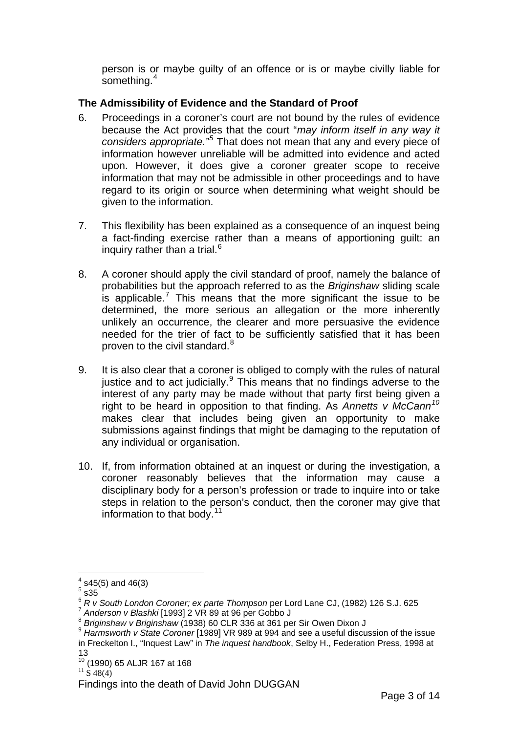person is or maybe guilty of an offence or is or maybe civilly liable for something.[4]

**The Admissibility of Evidence and the Standard of Proof**

6. Proceedings in a coroner's court are not bound by the rules of evidence because the Act provides that the court "*may inform itself in any way it considers appropriate.*"[5] That does not mean that any and every piece of information however unreliable will be admitted into evidence and acted upon. However, it does give a coroner greater scope to receive information that may not be admissible in other proceedings and to have regard to its origin or source when determining what weight should be given to the information.

7. This flexibility has been explained as a consequence of an inquest being a fact-finding exercise rather than a means of apportioning guilt: an inquiry rather than a trial.[6]

8. A coroner should apply the civil standard of proof, namely the balance of probabilities but the approach referred to as the *Briginshaw* sliding scale is applicable.[7] This means that the more significant the issue to be determined, the more serious an allegation or the more inherently unlikely an occurrence, the clearer and more persuasive the evidence needed for the trier of fact to be sufficiently satisfied that it has been proven to the civil standard.[8]

9. It is also clear that a coroner is obliged to comply with the rules of natural justice and to act judicially.[9] This means that no findings adverse to the interest of any party may be made without that party first being given a right to be heard in opposition to that finding. As *Annetts v McCann*[10] makes clear that includes being given an opportunity to make submissions against findings that might be damaging to the reputation of any individual or organisation.

10. If, from information obtained at an inquest or during the investigation, a coroner reasonably believes that the information may cause a disciplinary body for a person's profession or trade to inquire into or take steps in relation to the person's conduct, then the coroner may give that information to that body.[11]

---

[4] s45(5) and 46(3)
[5] s35
[6] *R v South London Coroner; ex parte Thompson* per Lord Lane CJ, (1982) 126 S.J. 625
[7] *Anderson v Blashki* [1993] 2 VR 89 at 96 per Gobbo J
[8] *Briginshaw v Briginshaw* (1938) 60 CLR 336 at 361 per Sir Owen Dixon J
[9] *Harmsworth v State Coroner* [1989] VR 989 at 994 and see a useful discussion of the issue in Freckelton I., "Inquest Law" in *The inquest handbook*, Selby H., Federation Press, 1998 at 13
[10] (1990) 65 ALJR 167 at 168
[11] S 48(4)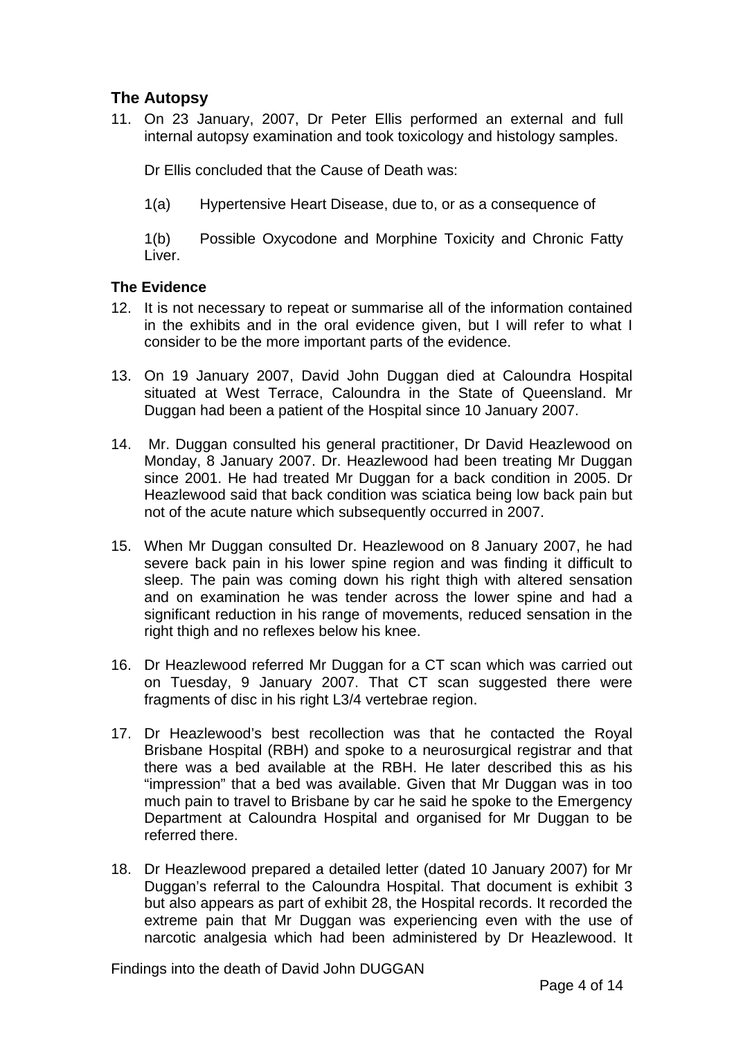## The Autopsy

11. On 23 January, 2007, Dr Peter Ellis performed an external and full internal autopsy examination and took toxicology and histology samples.

    Dr Ellis concluded that the Cause of Death was:

    1(a) Hypertensive Heart Disease, due to, or as a consequence of

    1(b) Possible Oxycodone and Morphine Toxicity and Chronic Fatty Liver.

### The Evidence

12. It is not necessary to repeat or summarise all of the information contained in the exhibits and in the oral evidence given, but I will refer to what I consider to be the more important parts of the evidence.

13. On 19 January 2007, David John Duggan died at Caloundra Hospital situated at West Terrace, Caloundra in the State of Queensland. Mr Duggan had been a patient of the Hospital since 10 January 2007.

14. Mr. Duggan consulted his general practitioner, Dr David Heazlewood on Monday, 8 January 2007. Dr. Heazlewood had been treating Mr Duggan since 2001. He had treated Mr Duggan for a back condition in 2005. Dr Heazlewood said that back condition was sciatica being low back pain but not of the acute nature which subsequently occurred in 2007.

15. When Mr Duggan consulted Dr. Heazlewood on 8 January 2007, he had severe back pain in his lower spine region and was finding it difficult to sleep. The pain was coming down his right thigh with altered sensation and on examination he was tender across the lower spine and had a significant reduction in his range of movements, reduced sensation in the right thigh and no reflexes below his knee.

16. Dr Heazlewood referred Mr Duggan for a CT scan which was carried out on Tuesday, 9 January 2007. That CT scan suggested there were fragments of disc in his right L3/4 vertebrae region.

17. Dr Heazlewood's best recollection was that he contacted the Royal Brisbane Hospital (RBH) and spoke to a neurosurgical registrar and that there was a bed available at the RBH. He later described this as his "impression" that a bed was available. Given that Mr Duggan was in too much pain to travel to Brisbane by car he said he spoke to the Emergency Department at Caloundra Hospital and organised for Mr Duggan to be referred there.

18. Dr Heazlewood prepared a detailed letter (dated 10 January 2007) for Mr Duggan's referral to the Caloundra Hospital. That document is exhibit 3 but also appears as part of exhibit 28, the Hospital records. It recorded the extreme pain that Mr Duggan was experiencing even with the use of narcotic analgesia which had been administered by Dr Heazlewood. It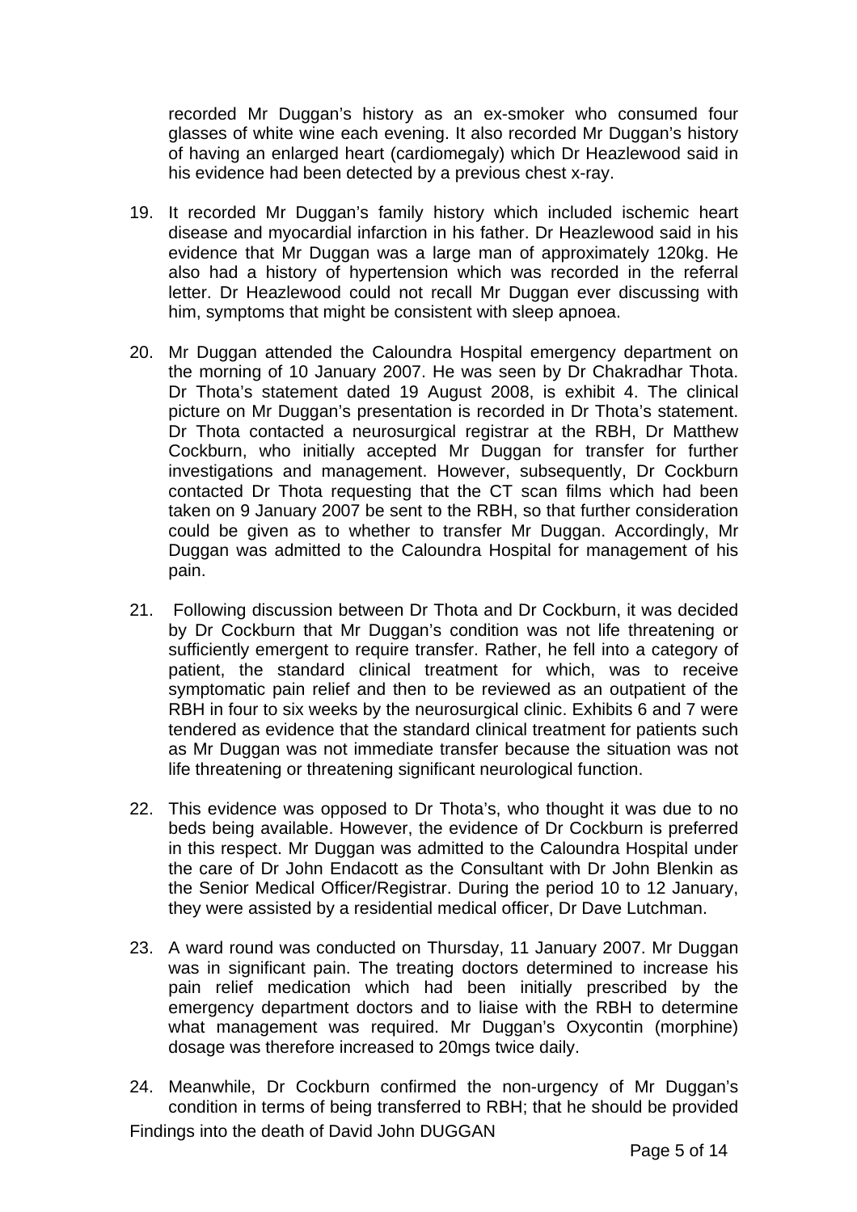recorded Mr Duggan's history as an ex-smoker who consumed four glasses of white wine each evening. It also recorded Mr Duggan's history of having an enlarged heart (cardiomegaly) which Dr Heazlewood said in his evidence had been detected by a previous chest x-ray.

19. It recorded Mr Duggan's family history which included ischemic heart disease and myocardial infarction in his father. Dr Heazlewood said in his evidence that Mr Duggan was a large man of approximately 120kg. He also had a history of hypertension which was recorded in the referral letter. Dr Heazlewood could not recall Mr Duggan ever discussing with him, symptoms that might be consistent with sleep apnoea.

20. Mr Duggan attended the Caloundra Hospital emergency department on the morning of 10 January 2007. He was seen by Dr Chakradhar Thota. Dr Thota's statement dated 19 August 2008, is exhibit 4. The clinical picture on Mr Duggan's presentation is recorded in Dr Thota's statement. Dr Thota contacted a neurosurgical registrar at the RBH, Dr Matthew Cockburn, who initially accepted Mr Duggan for transfer for further investigations and management. However, subsequently, Dr Cockburn contacted Dr Thota requesting that the CT scan films which had been taken on 9 January 2007 be sent to the RBH, so that further consideration could be given as to whether to transfer Mr Duggan. Accordingly, Mr Duggan was admitted to the Caloundra Hospital for management of his pain.

21. Following discussion between Dr Thota and Dr Cockburn, it was decided by Dr Cockburn that Mr Duggan's condition was not life threatening or sufficiently emergent to require transfer. Rather, he fell into a category of patient, the standard clinical treatment for which, was to receive symptomatic pain relief and then to be reviewed as an outpatient of the RBH in four to six weeks by the neurosurgical clinic. Exhibits 6 and 7 were tendered as evidence that the standard clinical treatment for patients such as Mr Duggan was not immediate transfer because the situation was not life threatening or threatening significant neurological function.

22. This evidence was opposed to Dr Thota's, who thought it was due to no beds being available. However, the evidence of Dr Cockburn is preferred in this respect. Mr Duggan was admitted to the Caloundra Hospital under the care of Dr John Endacott as the Consultant with Dr John Blenkin as the Senior Medical Officer/Registrar. During the period 10 to 12 January, they were assisted by a residential medical officer, Dr Dave Lutchman.

23. A ward round was conducted on Thursday, 11 January 2007. Mr Duggan was in significant pain. The treating doctors determined to increase his pain relief medication which had been initially prescribed by the emergency department doctors and to liaise with the RBH to determine what management was required. Mr Duggan's Oxycontin (morphine) dosage was therefore increased to 20mgs twice daily.

24. Meanwhile, Dr Cockburn confirmed the non-urgency of Mr Duggan's condition in terms of being transferred to RBH; that he should be provided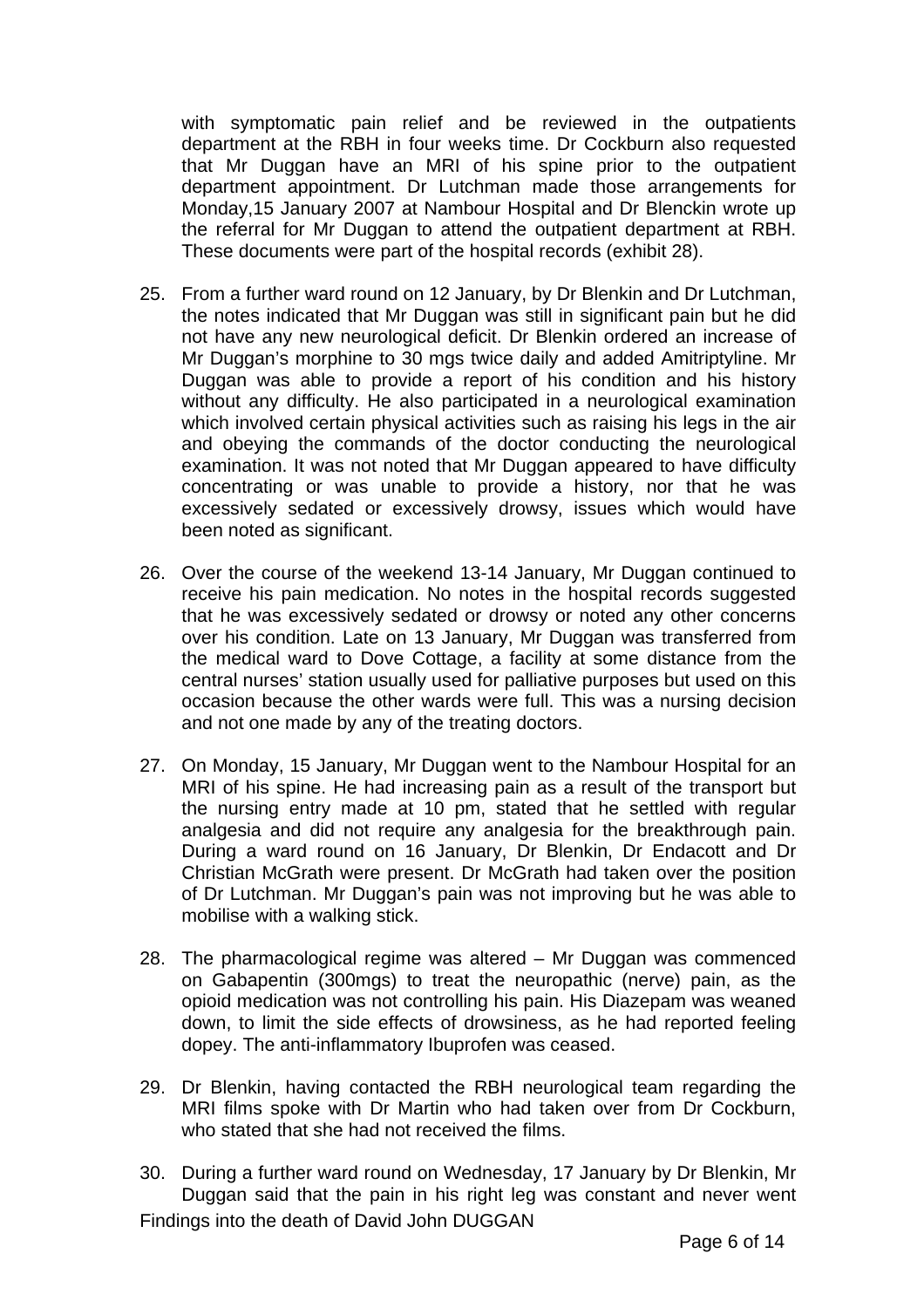with symptomatic pain relief and be reviewed in the outpatients department at the RBH in four weeks time. Dr Cockburn also requested that Mr Duggan have an MRI of his spine prior to the outpatient department appointment. Dr Lutchman made those arrangements for Monday,15 January 2007 at Nambour Hospital and Dr Blenckin wrote up the referral for Mr Duggan to attend the outpatient department at RBH. These documents were part of the hospital records (exhibit 28).

25. From a further ward round on 12 January, by Dr Blenkin and Dr Lutchman, the notes indicated that Mr Duggan was still in significant pain but he did not have any new neurological deficit. Dr Blenkin ordered an increase of Mr Duggan's morphine to 30 mgs twice daily and added Amitriptyline. Mr Duggan was able to provide a report of his condition and his history without any difficulty. He also participated in a neurological examination which involved certain physical activities such as raising his legs in the air and obeying the commands of the doctor conducting the neurological examination. It was not noted that Mr Duggan appeared to have difficulty concentrating or was unable to provide a history, nor that he was excessively sedated or excessively drowsy, issues which would have been noted as significant.

26. Over the course of the weekend 13-14 January, Mr Duggan continued to receive his pain medication. No notes in the hospital records suggested that he was excessively sedated or drowsy or noted any other concerns over his condition. Late on 13 January, Mr Duggan was transferred from the medical ward to Dove Cottage, a facility at some distance from the central nurses' station usually used for palliative purposes but used on this occasion because the other wards were full. This was a nursing decision and not one made by any of the treating doctors.

27. On Monday, 15 January, Mr Duggan went to the Nambour Hospital for an MRI of his spine. He had increasing pain as a result of the transport but the nursing entry made at 10 pm, stated that he settled with regular analgesia and did not require any analgesia for the breakthrough pain. During a ward round on 16 January, Dr Blenkin, Dr Endacott and Dr Christian McGrath were present. Dr McGrath had taken over the position of Dr Lutchman. Mr Duggan's pain was not improving but he was able to mobilise with a walking stick.

28. The pharmacological regime was altered – Mr Duggan was commenced on Gabapentin (300mgs) to treat the neuropathic (nerve) pain, as the opioid medication was not controlling his pain. His Diazepam was weaned down, to limit the side effects of drowsiness, as he had reported feeling dopey. The anti-inflammatory Ibuprofen was ceased.

29. Dr Blenkin, having contacted the RBH neurological team regarding the MRI films spoke with Dr Martin who had taken over from Dr Cockburn, who stated that she had not received the films.

30. During a further ward round on Wednesday, 17 January by Dr Blenkin, Mr Duggan said that the pain in his right leg was constant and never went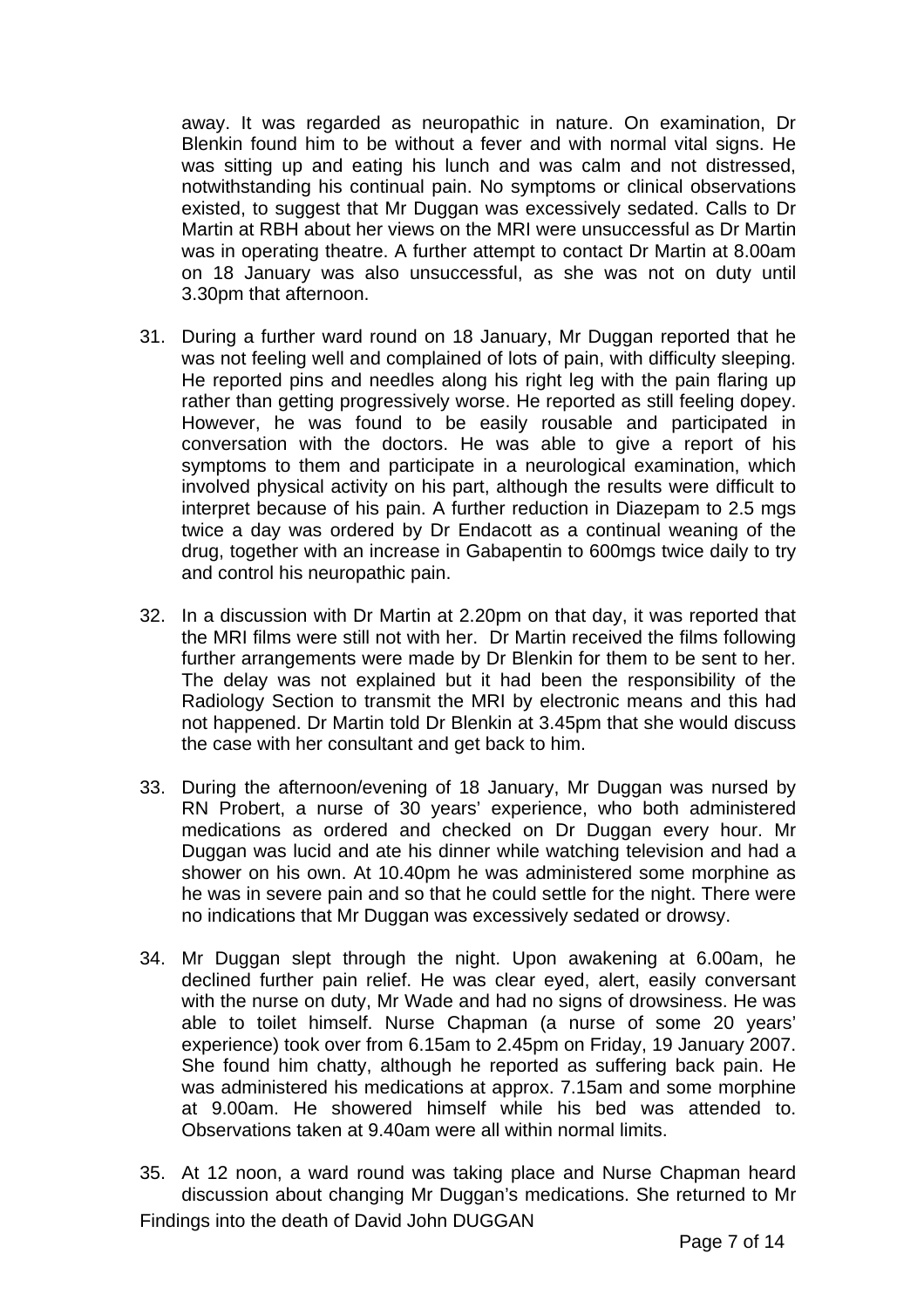away. It was regarded as neuropathic in nature. On examination, Dr Blenkin found him to be without a fever and with normal vital signs. He was sitting up and eating his lunch and was calm and not distressed, notwithstanding his continual pain. No symptoms or clinical observations existed, to suggest that Mr Duggan was excessively sedated. Calls to Dr Martin at RBH about her views on the MRI were unsuccessful as Dr Martin was in operating theatre. A further attempt to contact Dr Martin at 8.00am on 18 January was also unsuccessful, as she was not on duty until 3.30pm that afternoon.

31. During a further ward round on 18 January, Mr Duggan reported that he was not feeling well and complained of lots of pain, with difficulty sleeping. He reported pins and needles along his right leg with the pain flaring up rather than getting progressively worse. He reported as still feeling dopey. However, he was found to be easily rousable and participated in conversation with the doctors. He was able to give a report of his symptoms to them and participate in a neurological examination, which involved physical activity on his part, although the results were difficult to interpret because of his pain. A further reduction in Diazepam to 2.5 mgs twice a day was ordered by Dr Endacott as a continual weaning of the drug, together with an increase in Gabapentin to 600mgs twice daily to try and control his neuropathic pain.

32. In a discussion with Dr Martin at 2.20pm on that day, it was reported that the MRI films were still not with her. Dr Martin received the films following further arrangements were made by Dr Blenkin for them to be sent to her. The delay was not explained but it had been the responsibility of the Radiology Section to transmit the MRI by electronic means and this had not happened. Dr Martin told Dr Blenkin at 3.45pm that she would discuss the case with her consultant and get back to him.

33. During the afternoon/evening of 18 January, Mr Duggan was nursed by RN Probert, a nurse of 30 years' experience, who both administered medications as ordered and checked on Dr Duggan every hour. Mr Duggan was lucid and ate his dinner while watching television and had a shower on his own. At 10.40pm he was administered some morphine as he was in severe pain and so that he could settle for the night. There were no indications that Mr Duggan was excessively sedated or drowsy.

34. Mr Duggan slept through the night. Upon awakening at 6.00am, he declined further pain relief. He was clear eyed, alert, easily conversant with the nurse on duty, Mr Wade and had no signs of drowsiness. He was able to toilet himself. Nurse Chapman (a nurse of some 20 years' experience) took over from 6.15am to 2.45pm on Friday, 19 January 2007. She found him chatty, although he reported as suffering back pain. He was administered his medications at approx. 7.15am and some morphine at 9.00am. He showered himself while his bed was attended to. Observations taken at 9.40am were all within normal limits.

35. At 12 noon, a ward round was taking place and Nurse Chapman heard discussion about changing Mr Duggan's medications. She returned to Mr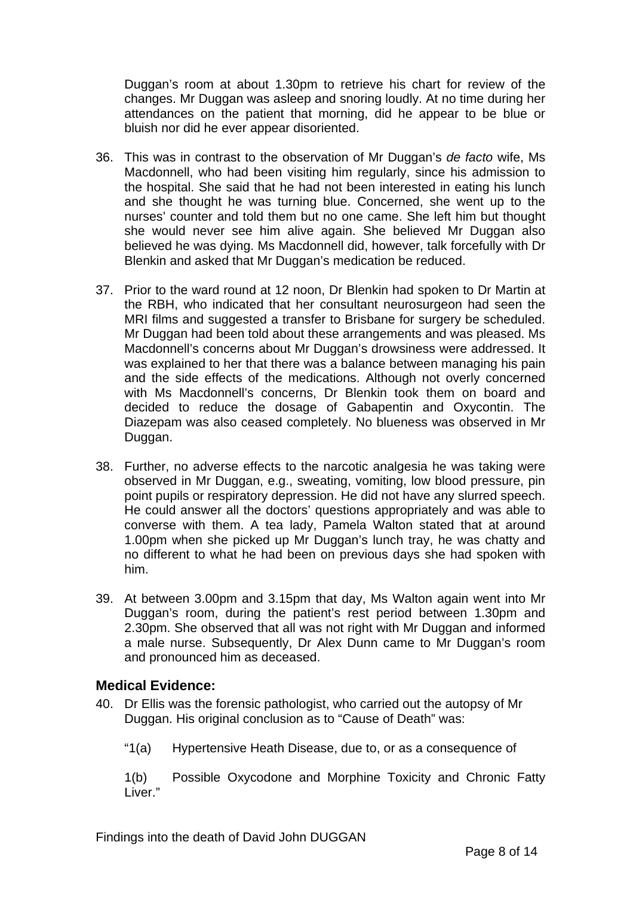Duggan's room at about 1.30pm to retrieve his chart for review of the changes. Mr Duggan was asleep and snoring loudly. At no time during her attendances on the patient that morning, did he appear to be blue or bluish nor did he ever appear disoriented.

36. This was in contrast to the observation of Mr Duggan's *de facto* wife, Ms Macdonnell, who had been visiting him regularly, since his admission to the hospital. She said that he had not been interested in eating his lunch and she thought he was turning blue. Concerned, she went up to the nurses' counter and told them but no one came. She left him but thought she would never see him alive again. She believed Mr Duggan also believed he was dying. Ms Macdonnell did, however, talk forcefully with Dr Blenkin and asked that Mr Duggan's medication be reduced.

37. Prior to the ward round at 12 noon, Dr Blenkin had spoken to Dr Martin at the RBH, who indicated that her consultant neurosurgeon had seen the MRI films and suggested a transfer to Brisbane for surgery be scheduled. Mr Duggan had been told about these arrangements and was pleased. Ms Macdonnell's concerns about Mr Duggan's drowsiness were addressed. It was explained to her that there was a balance between managing his pain and the side effects of the medications. Although not overly concerned with Ms Macdonnell's concerns, Dr Blenkin took them on board and decided to reduce the dosage of Gabapentin and Oxycontin. The Diazepam was also ceased completely. No blueness was observed in Mr Duggan.

38. Further, no adverse effects to the narcotic analgesia he was taking were observed in Mr Duggan, e.g., sweating, vomiting, low blood pressure, pin point pupils or respiratory depression. He did not have any slurred speech. He could answer all the doctors' questions appropriately and was able to converse with them. A tea lady, Pamela Walton stated that at around 1.00pm when she picked up Mr Duggan's lunch tray, he was chatty and no different to what he had been on previous days she had spoken with him.

39. At between 3.00pm and 3.15pm that day, Ms Walton again went into Mr Duggan's room, during the patient's rest period between 1.30pm and 2.30pm. She observed that all was not right with Mr Duggan and informed a male nurse. Subsequently, Dr Alex Dunn came to Mr Duggan's room and pronounced him as deceased.

## Medical Evidence:

40. Dr Ellis was the forensic pathologist, who carried out the autopsy of Mr Duggan. His original conclusion as to "Cause of Death" was:

    "1(a) Hypertensive Heath Disease, due to, or as a consequence of

    1(b) Possible Oxycodone and Morphine Toxicity and Chronic Fatty Liver."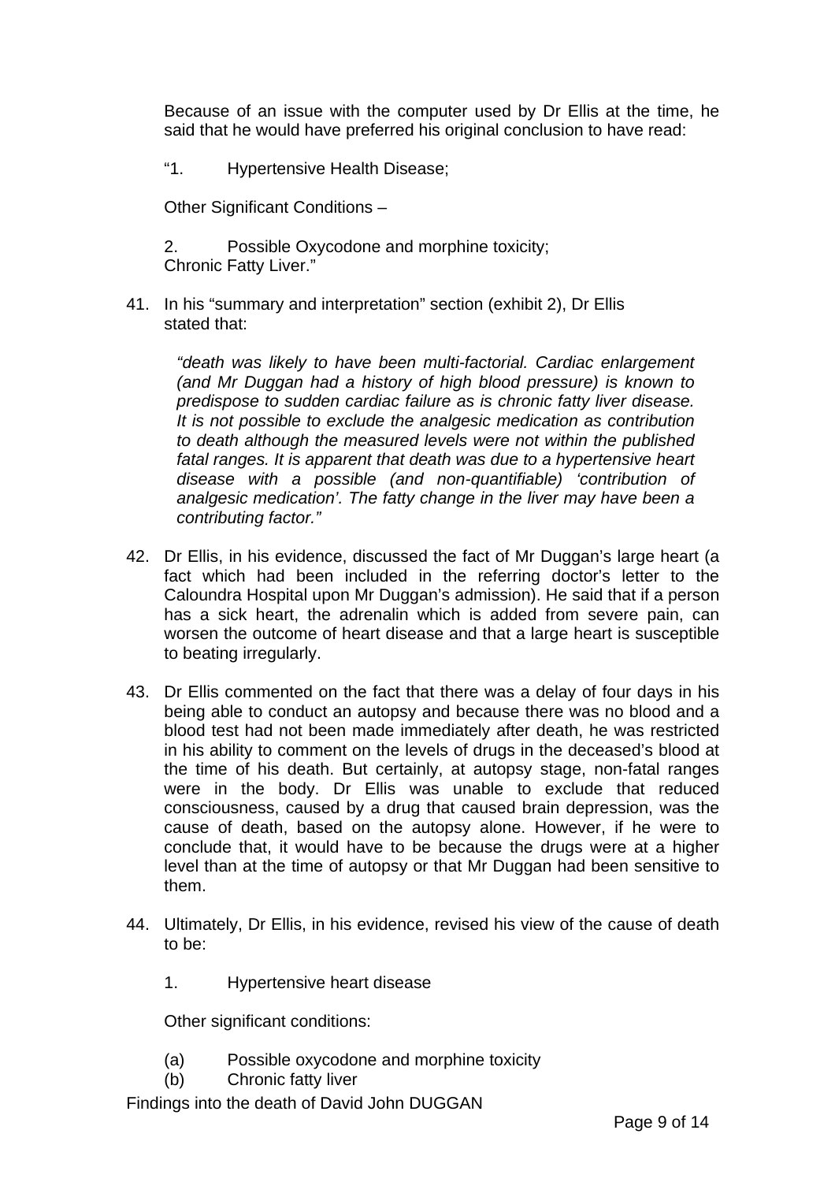Because of an issue with the computer used by Dr Ellis at the time, he said that he would have preferred his original conclusion to have read:

"1. Hypertensive Health Disease;

Other Significant Conditions –

2. Possible Oxycodone and morphine toxicity;
Chronic Fatty Liver."

41. In his "summary and interpretation" section (exhibit 2), Dr Ellis stated that:

    *"death was likely to have been multi-factorial. Cardiac enlargement (and Mr Duggan had a history of high blood pressure) is known to predispose to sudden cardiac failure as is chronic fatty liver disease. It is not possible to exclude the analgesic medication as contribution to death although the measured levels were not within the published fatal ranges. It is apparent that death was due to a hypertensive heart disease with a possible (and non-quantifiable) 'contribution of analgesic medication'. The fatty change in the liver may have been a contributing factor."*

42. Dr Ellis, in his evidence, discussed the fact of Mr Duggan's large heart (a fact which had been included in the referring doctor's letter to the Caloundra Hospital upon Mr Duggan's admission). He said that if a person has a sick heart, the adrenalin which is added from severe pain, can worsen the outcome of heart disease and that a large heart is susceptible to beating irregularly.

43. Dr Ellis commented on the fact that there was a delay of four days in his being able to conduct an autopsy and because there was no blood and a blood test had not been made immediately after death, he was restricted in his ability to comment on the levels of drugs in the deceased's blood at the time of his death. But certainly, at autopsy stage, non-fatal ranges were in the body. Dr Ellis was unable to exclude that reduced consciousness, caused by a drug that caused brain depression, was the cause of death, based on the autopsy alone. However, if he were to conclude that, it would have to be because the drugs were at a higher level than at the time of autopsy or that Mr Duggan had been sensitive to them.

44. Ultimately, Dr Ellis, in his evidence, revised his view of the cause of death to be:

    1. Hypertensive heart disease

    Other significant conditions:

    (a) Possible oxycodone and morphine toxicity
    (b) Chronic fatty liver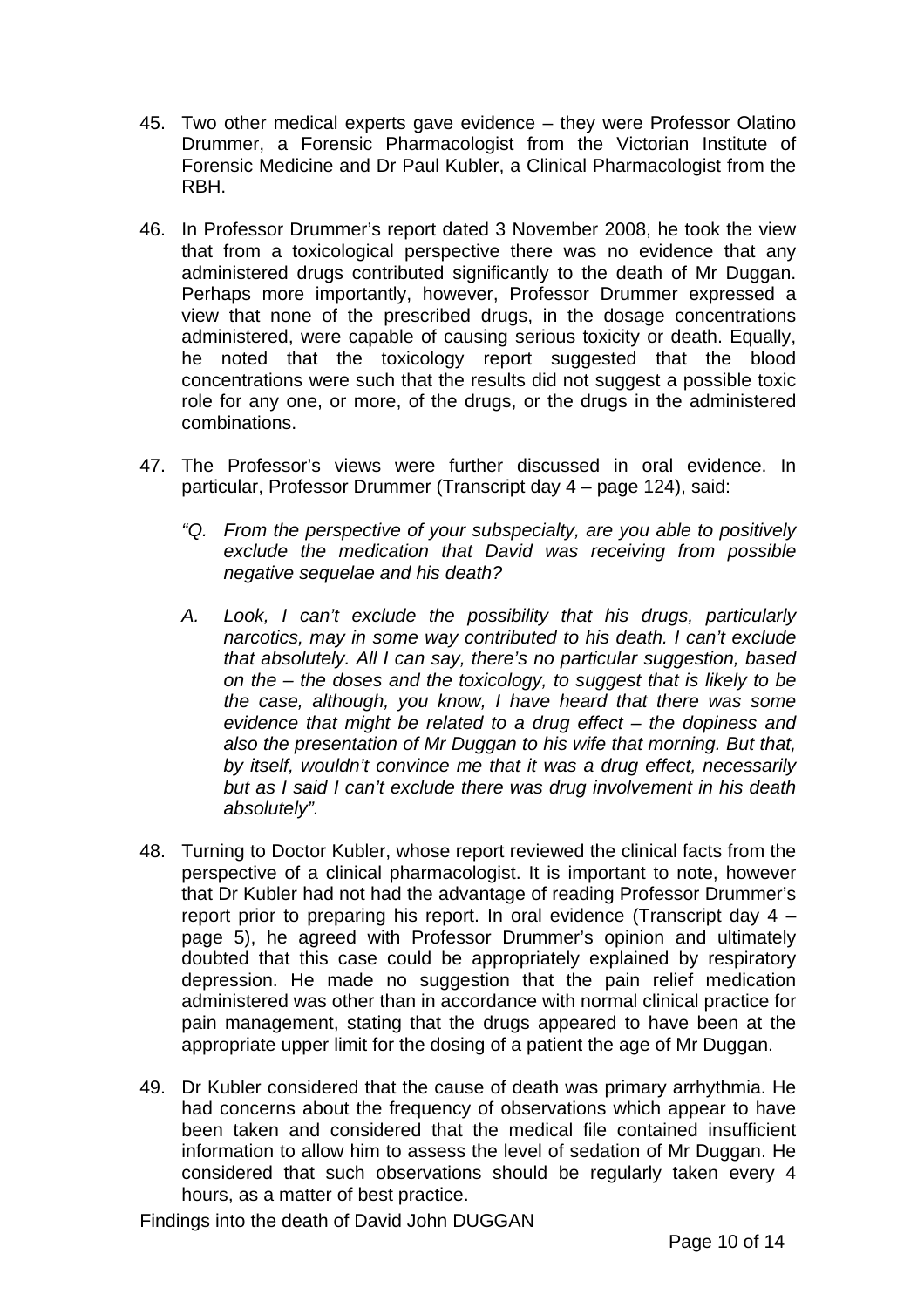45. Two other medical experts gave evidence – they were Professor Olatino Drummer, a Forensic Pharmacologist from the Victorian Institute of Forensic Medicine and Dr Paul Kubler, a Clinical Pharmacologist from the RBH.

46. In Professor Drummer's report dated 3 November 2008, he took the view that from a toxicological perspective there was no evidence that any administered drugs contributed significantly to the death of Mr Duggan. Perhaps more importantly, however, Professor Drummer expressed a view that none of the prescribed drugs, in the dosage concentrations administered, were capable of causing serious toxicity or death. Equally, he noted that the toxicology report suggested that the blood concentrations were such that the results did not suggest a possible toxic role for any one, or more, of the drugs, or the drugs in the administered combinations.

47. The Professor's views were further discussed in oral evidence. In particular, Professor Drummer (Transcript day 4 – page 124), said:

    *"Q. From the perspective of your subspecialty, are you able to positively exclude the medication that David was receiving from possible negative sequelae and his death?*

    *A. Look, I can't exclude the possibility that his drugs, particularly narcotics, may in some way contributed to his death. I can't exclude that absolutely. All I can say, there's no particular suggestion, based on the – the doses and the toxicology, to suggest that is likely to be the case, although, you know, I have heard that there was some evidence that might be related to a drug effect – the dopiness and also the presentation of Mr Duggan to his wife that morning. But that, by itself, wouldn't convince me that it was a drug effect, necessarily but as I said I can't exclude there was drug involvement in his death absolutely".*

48. Turning to Doctor Kubler, whose report reviewed the clinical facts from the perspective of a clinical pharmacologist. It is important to note, however that Dr Kubler had not had the advantage of reading Professor Drummer's report prior to preparing his report. In oral evidence (Transcript day 4 – page 5), he agreed with Professor Drummer's opinion and ultimately doubted that this case could be appropriately explained by respiratory depression. He made no suggestion that the pain relief medication administered was other than in accordance with normal clinical practice for pain management, stating that the drugs appeared to have been at the appropriate upper limit for the dosing of a patient the age of Mr Duggan.

49. Dr Kubler considered that the cause of death was primary arrhythmia. He had concerns about the frequency of observations which appear to have been taken and considered that the medical file contained insufficient information to allow him to assess the level of sedation of Mr Duggan. He considered that such observations should be regularly taken every 4 hours, as a matter of best practice.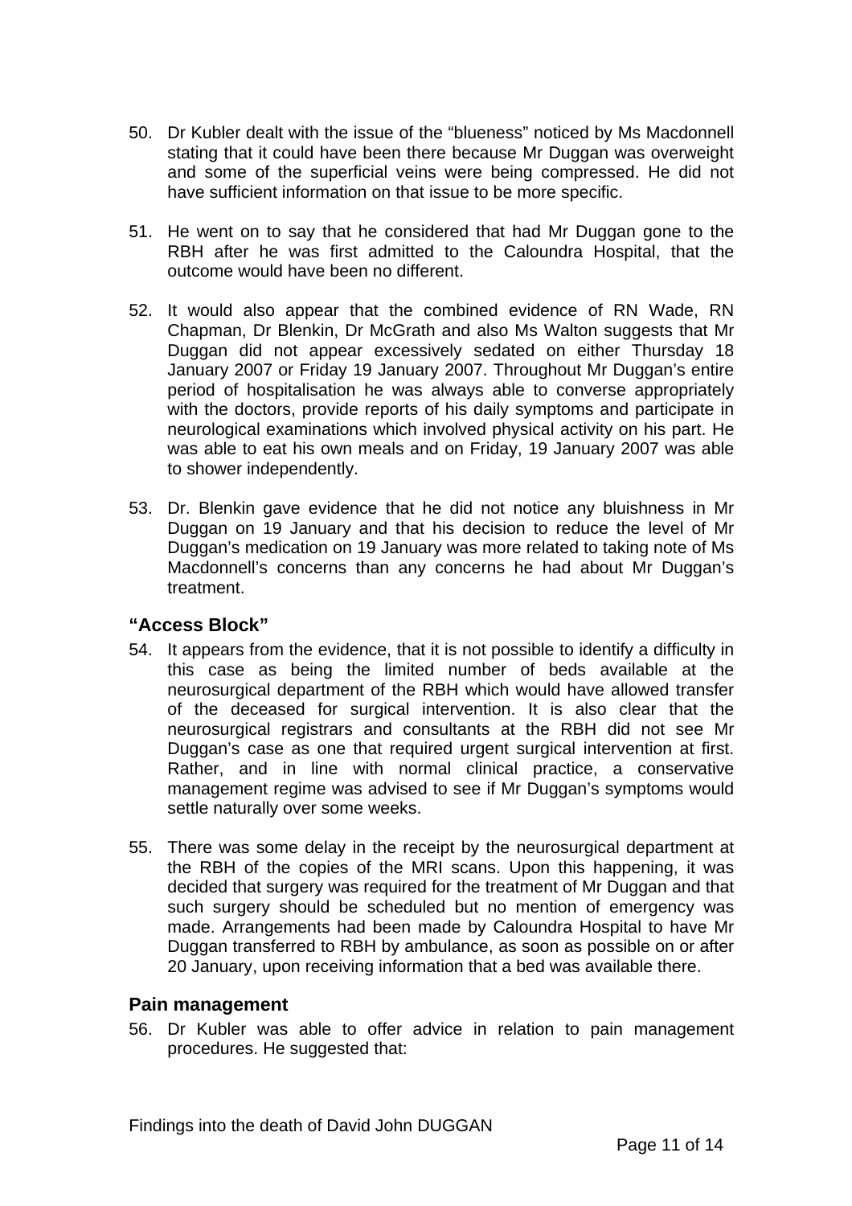50. Dr Kubler dealt with the issue of the "blueness" noticed by Ms Macdonnell stating that it could have been there because Mr Duggan was overweight and some of the superficial veins were being compressed. He did not have sufficient information on that issue to be more specific.

51. He went on to say that he considered that had Mr Duggan gone to the RBH after he was first admitted to the Caloundra Hospital, that the outcome would have been no different.

52. It would also appear that the combined evidence of RN Wade, RN Chapman, Dr Blenkin, Dr McGrath and also Ms Walton suggests that Mr Duggan did not appear excessively sedated on either Thursday 18 January 2007 or Friday 19 January 2007. Throughout Mr Duggan's entire period of hospitalisation he was always able to converse appropriately with the doctors, provide reports of his daily symptoms and participate in neurological examinations which involved physical activity on his part. He was able to eat his own meals and on Friday, 19 January 2007 was able to shower independently.

53. Dr. Blenkin gave evidence that he did not notice any bluishness in Mr Duggan on 19 January and that his decision to reduce the level of Mr Duggan's medication on 19 January was more related to taking note of Ms Macdonnell's concerns than any concerns he had about Mr Duggan's treatment.

### "Access Block"

54. It appears from the evidence, that it is not possible to identify a difficulty in this case as being the limited number of beds available at the neurosurgical department of the RBH which would have allowed transfer of the deceased for surgical intervention. It is also clear that the neurosurgical registrars and consultants at the RBH did not see Mr Duggan's case as one that required urgent surgical intervention at first. Rather, and in line with normal clinical practice, a conservative management regime was advised to see if Mr Duggan's symptoms would settle naturally over some weeks.

55. There was some delay in the receipt by the neurosurgical department at the RBH of the copies of the MRI scans. Upon this happening, it was decided that surgery was required for the treatment of Mr Duggan and that such surgery should be scheduled but no mention of emergency was made. Arrangements had been made by Caloundra Hospital to have Mr Duggan transferred to RBH by ambulance, as soon as possible on or after 20 January, upon receiving information that a bed was available there.

### Pain management

56. Dr Kubler was able to offer advice in relation to pain management procedures. He suggested that: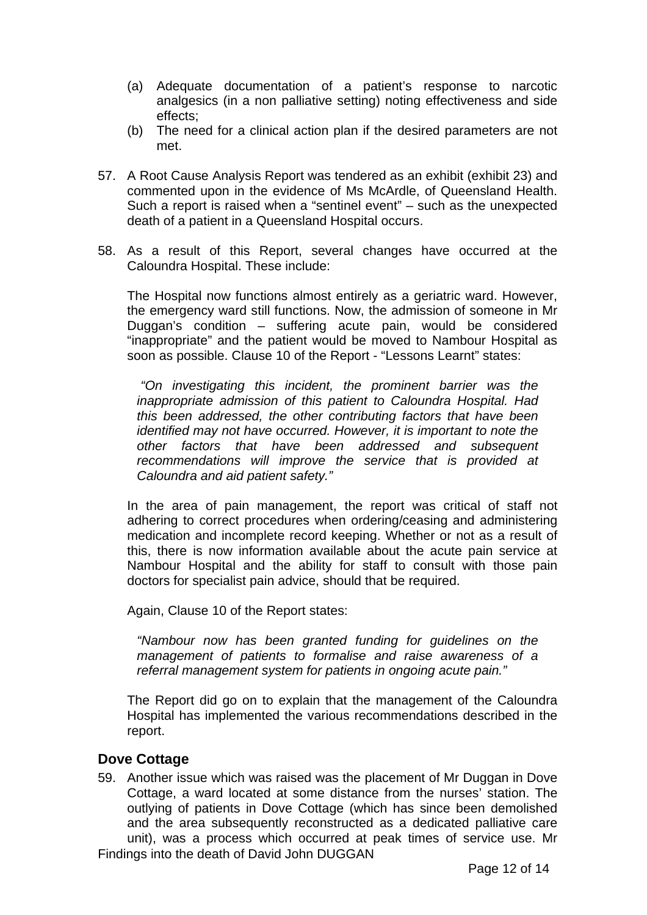(a) Adequate documentation of a patient's response to narcotic analgesics (in a non palliative setting) noting effectiveness and side effects;
(b) The need for a clinical action plan if the desired parameters are not met.

57. A Root Cause Analysis Report was tendered as an exhibit (exhibit 23) and commented upon in the evidence of Ms McArdle, of Queensland Health. Such a report is raised when a "sentinel event" – such as the unexpected death of a patient in a Queensland Hospital occurs.

58. As a result of this Report, several changes have occurred at the Caloundra Hospital. These include:

    The Hospital now functions almost entirely as a geriatric ward. However, the emergency ward still functions. Now, the admission of someone in Mr Duggan's condition – suffering acute pain, would be considered "inappropriate" and the patient would be moved to Nambour Hospital as soon as possible. Clause 10 of the Report - "Lessons Learnt" states:

    > *"On investigating this incident, the prominent barrier was the inappropriate admission of this patient to Caloundra Hospital. Had this been addressed, the other contributing factors that have been identified may not have occurred. However, it is important to note the other factors that have been addressed and subsequent recommendations will improve the service that is provided at Caloundra and aid patient safety."*

    In the area of pain management, the report was critical of staff not adhering to correct procedures when ordering/ceasing and administering medication and incomplete record keeping. Whether or not as a result of this, there is now information available about the acute pain service at Nambour Hospital and the ability for staff to consult with those pain doctors for specialist pain advice, should that be required.

    Again, Clause 10 of the Report states:

    > *"Nambour now has been granted funding for guidelines on the management of patients to formalise and raise awareness of a referral management system for patients in ongoing acute pain."*

    The Report did go on to explain that the management of the Caloundra Hospital has implemented the various recommendations described in the report.

## Dove Cottage

59. Another issue which was raised was the placement of Mr Duggan in Dove Cottage, a ward located at some distance from the nurses' station. The outlying of patients in Dove Cottage (which has since been demolished and the area subsequently reconstructed as a dedicated palliative care unit), was a process which occurred at peak times of service use. Mr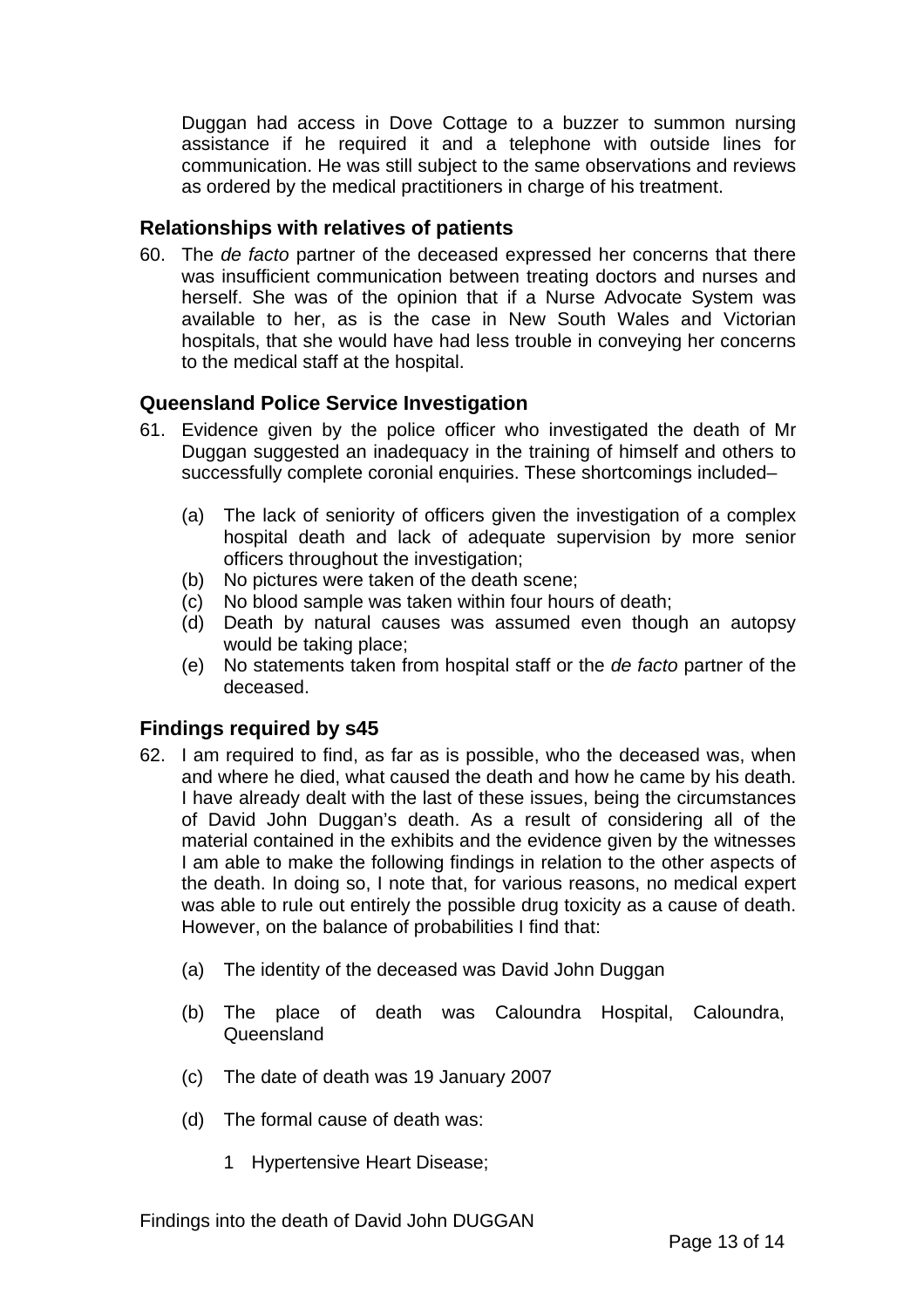Duggan had access in Dove Cottage to a buzzer to summon nursing assistance if he required it and a telephone with outside lines for communication. He was still subject to the same observations and reviews as ordered by the medical practitioners in charge of his treatment.

### Relationships with relatives of patients

60. The *de facto* partner of the deceased expressed her concerns that there was insufficient communication between treating doctors and nurses and herself. She was of the opinion that if a Nurse Advocate System was available to her, as is the case in New South Wales and Victorian hospitals, that she would have had less trouble in conveying her concerns to the medical staff at the hospital.

### Queensland Police Service Investigation

61. Evidence given by the police officer who investigated the death of Mr Duggan suggested an inadequacy in the training of himself and others to successfully complete coronial enquiries. These shortcomings included–

    (a) The lack of seniority of officers given the investigation of a complex hospital death and lack of adequate supervision by more senior officers throughout the investigation;
    (b) No pictures were taken of the death scene;
    (c) No blood sample was taken within four hours of death;
    (d) Death by natural causes was assumed even though an autopsy would be taking place;
    (e) No statements taken from hospital staff or the *de facto* partner of the deceased.

### Findings required by s45

62. I am required to find, as far as is possible, who the deceased was, when and where he died, what caused the death and how he came by his death. I have already dealt with the last of these issues, being the circumstances of David John Duggan's death. As a result of considering all of the material contained in the exhibits and the evidence given by the witnesses I am able to make the following findings in relation to the other aspects of the death. In doing so, I note that, for various reasons, no medical expert was able to rule out entirely the possible drug toxicity as a cause of death. However, on the balance of probabilities I find that:

    (a) The identity of the deceased was David John Duggan

    (b) The place of death was Caloundra Hospital, Caloundra, Queensland

    (c) The date of death was 19 January 2007

    (d) The formal cause of death was:

        1 Hypertensive Heart Disease;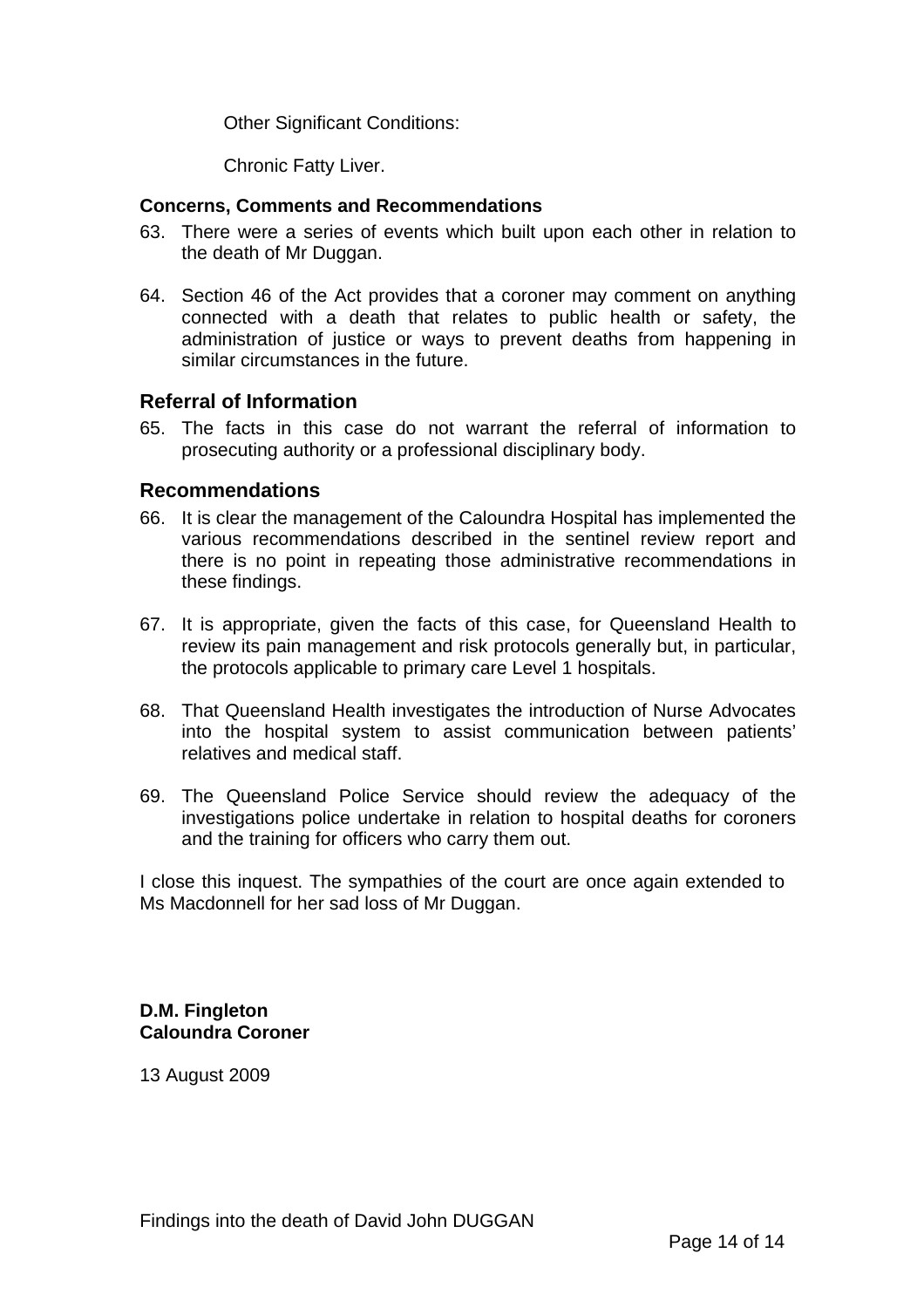Other Significant Conditions:

Chronic Fatty Liver.

**Concerns, Comments and Recommendations**

63. There were a series of events which built upon each other in relation to the death of Mr Duggan.

64. Section 46 of the Act provides that a coroner may comment on anything connected with a death that relates to public health or safety, the administration of justice or ways to prevent deaths from happening in similar circumstances in the future.

## Referral of Information

65. The facts in this case do not warrant the referral of information to prosecuting authority or a professional disciplinary body.

## Recommendations

66. It is clear the management of the Caloundra Hospital has implemented the various recommendations described in the sentinel review report and there is no point in repeating those administrative recommendations in these findings.

67. It is appropriate, given the facts of this case, for Queensland Health to review its pain management and risk protocols generally but, in particular, the protocols applicable to primary care Level 1 hospitals.

68. That Queensland Health investigates the introduction of Nurse Advocates into the hospital system to assist communication between patients' relatives and medical staff.

69. The Queensland Police Service should review the adequacy of the investigations police undertake in relation to hospital deaths for coroners and the training for officers who carry them out.

I close this inquest. The sympathies of the court are once again extended to Ms Macdonnell for her sad loss of Mr Duggan.

**D.M. Fingleton**
**Caloundra Coroner**

13 August 2009